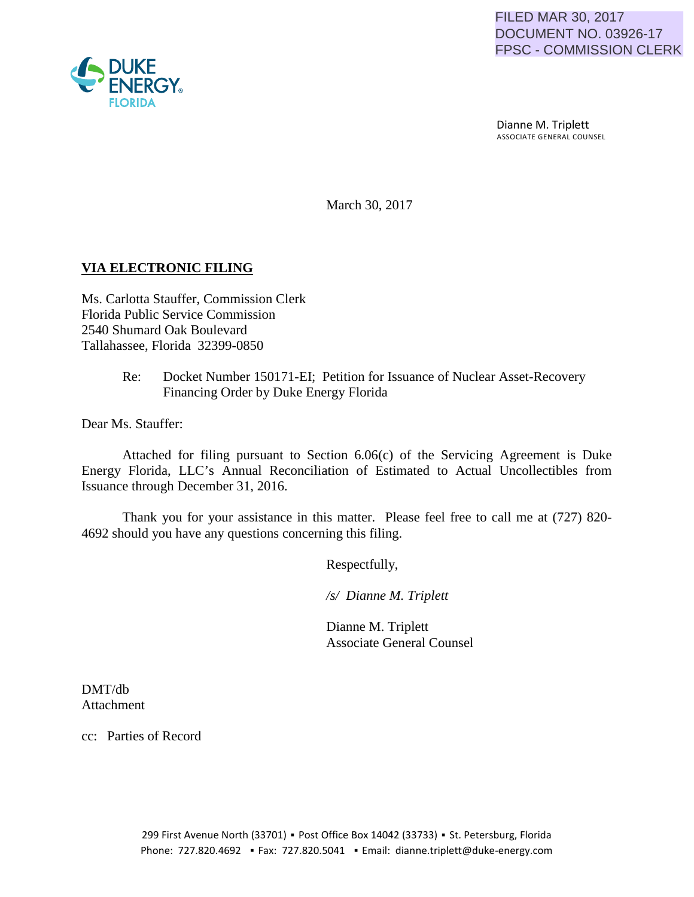FILED MAR 30, 2017
DOCUMENT NO. 03926-17
FPSC - COMMISSION CLERK

DUKE ENERGY.
FLORIDA

Dianne M. Triplett
ASSOCIATE GENERAL COUNSEL

March 30, 2017

**VIA ELECTRONIC FILING**

Ms. Carlotta Stauffer, Commission Clerk
Florida Public Service Commission
2540 Shumard Oak Boulevard
Tallahassee, Florida 32399-0850

Re: Docket Number 150171-EI; Petition for Issuance of Nuclear Asset-Recovery Financing Order by Duke Energy Florida

Dear Ms. Stauffer:

Attached for filing pursuant to Section 6.06(c) of the Servicing Agreement is Duke Energy Florida, LLC's Annual Reconciliation of Estimated to Actual Uncollectibles from Issuance through December 31, 2016.

Thank you for your assistance in this matter. Please feel free to call me at (727) 820-4692 should you have any questions concerning this filing.

Respectfully,

*/s/ Dianne M. Triplett*

Dianne M. Triplett
Associate General Counsel

DMT/db
Attachment

cc: Parties of Record

299 First Avenue North (33701) ▪ Post Office Box 14042 (33733) ▪ St. Petersburg, Florida
Phone: 727.820.4692 ▪ Fax: 727.820.5041 ▪ Email: dianne.triplett@duke-energy.com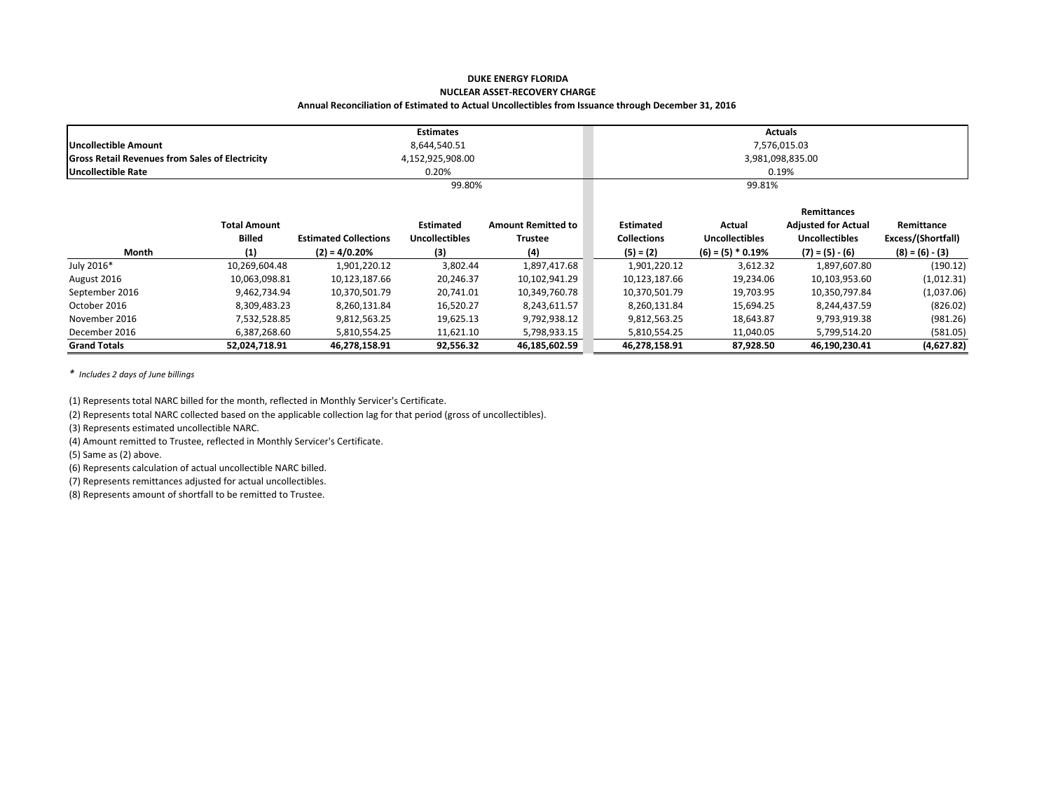**DUKE ENERGY FLORIDA**
**NUCLEAR ASSET-RECOVERY CHARGE**
**Annual Reconciliation of Estimated to Actual Uncollectibles from Issuance through December 31, 2016**

| | Estimates | Actuals |
|---|---|---|
| **Uncollectible Amount** | 8,644,540.51 | 7,576,015.03 |
| **Gross Retail Revenues from Sales of Electricity** | 4,152,925,908.00 | 3,981,098,835.00 |
| **Uncollectible Rate** | 0.20% | 0.19% |
| | 99.80% | 99.81% |

| Month | Total Amount Billed (1) | Estimated Collections (2) = 4/0.20% | Estimated Uncollectibles (3) | Amount Remitted to Trustee (4) | Estimated Collections (5) = (2) | Actual Uncollectibles (6) = (5) * 0.19% | Remittances Adjusted for Actual Uncollectibles (7) = (5) - (6) | Remittance Excess/(Shortfall) (8) = (6) - (3) |
|---|---|---|---|---|---|---|---|---|
| July 2016* | 10,269,604.48 | 1,901,220.12 | 3,802.44 | 1,897,417.68 | 1,901,220.12 | 3,612.32 | 1,897,607.80 | (190.12) |
| August 2016 | 10,063,098.81 | 10,123,187.66 | 20,246.37 | 10,102,941.29 | 10,123,187.66 | 19,234.06 | 10,103,953.60 | (1,012.31) |
| September 2016 | 9,462,734.94 | 10,370,501.79 | 20,741.01 | 10,349,760.78 | 10,370,501.79 | 19,703.95 | 10,350,797.84 | (1,037.06) |
| October 2016 | 8,309,483.23 | 8,260,131.84 | 16,520.27 | 8,243,611.57 | 8,260,131.84 | 15,694.25 | 8,244,437.59 | (826.02) |
| November 2016 | 7,532,528.85 | 9,812,563.25 | 19,625.13 | 9,792,938.12 | 9,812,563.25 | 18,643.87 | 9,793,919.38 | (981.26) |
| December 2016 | 6,387,268.60 | 5,810,554.25 | 11,621.10 | 5,798,933.15 | 5,810,554.25 | 11,040.05 | 5,799,514.20 | (581.05) |
| **Grand Totals** | **52,024,718.91** | **46,278,158.91** | **92,556.32** | **46,185,602.59** | **46,278,158.91** | **87,928.50** | **46,190,230.41** | **(4,627.82)** |

\* *Includes 2 days of June billings*

(1) Represents total NARC billed for the month, reflected in Monthly Servicer's Certificate.

(2) Represents total NARC collected based on the applicable collection lag for that period (gross of uncollectibles).

(3) Represents estimated uncollectible NARC.

(4) Amount remitted to Trustee, reflected in Monthly Servicer's Certificate.

(5) Same as (2) above.

(6) Represents calculation of actual uncollectible NARC billed.

(7) Represents remittances adjusted for actual uncollectibles.

(8) Represents amount of shortfall to be remitted to Trustee.